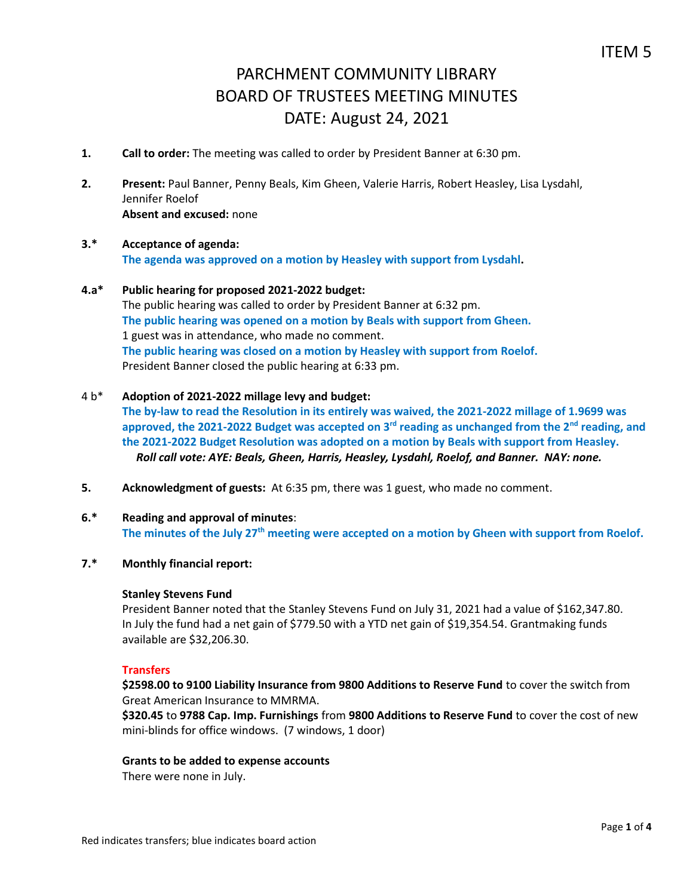ITEM 5

# PARCHMENT COMMUNITY LIBRARY
# BOARD OF TRUSTEES MEETING MINUTES
# DATE: August 24, 2021

**1.** **Call to order:** The meeting was called to order by President Banner at 6:30 pm.

**2.** **Present:** Paul Banner, Penny Beals, Kim Gheen, Valerie Harris, Robert Heasley, Lisa Lysdahl, Jennifer Roelof
**Absent and excused:** none

**3.*** **Acceptance of agenda:**
**The agenda was approved on a motion by Heasley with support from Lysdahl.**

**4.a*** **Public hearing for proposed 2021-2022 budget:**
The public hearing was called to order by President Banner at 6:32 pm.
**The public hearing was opened on a motion by Beals with support from Gheen.**
1 guest was in attendance, who made no comment.
**The public hearing was closed on a motion by Heasley with support from Roelof.**
President Banner closed the public hearing at 6:33 pm.

4 b* **Adoption of 2021-2022 millage levy and budget:**
**The by-law to read the Resolution in its entirely was waived, the 2021-2022 millage of 1.9699 was approved, the 2021-2022 Budget was accepted on 3rd reading as unchanged from the 2nd reading, and the 2021-2022 Budget Resolution was adopted on a motion by Beals with support from Heasley.**
***Roll call vote: AYE: Beals, Gheen, Harris, Heasley, Lysdahl, Roelof, and Banner. NAY: none.***

**5.** **Acknowledgment of guests:** At 6:35 pm, there was 1 guest, who made no comment.

**6.*** **Reading and approval of minutes**:
**The minutes of the July 27th meeting were accepted on a motion by Gheen with support from Roelof.**

**7.*** **Monthly financial report:**

**Stanley Stevens Fund**
President Banner noted that the Stanley Stevens Fund on July 31, 2021 had a value of $162,347.80. In July the fund had a net gain of $779.50 with a YTD net gain of $19,354.54. Grantmaking funds available are $32,206.30.

**Transfers**
**$2598.00 to 9100 Liability Insurance from 9800 Additions to Reserve Fund** to cover the switch from Great American Insurance to MMRMA.
**$320.45** to **9788 Cap. Imp. Furnishings** from **9800 Additions to Reserve Fund** to cover the cost of new mini-blinds for office windows. (7 windows, 1 door)

**Grants to be added to expense accounts**
There were none in July.

Red indicates transfers; blue indicates board action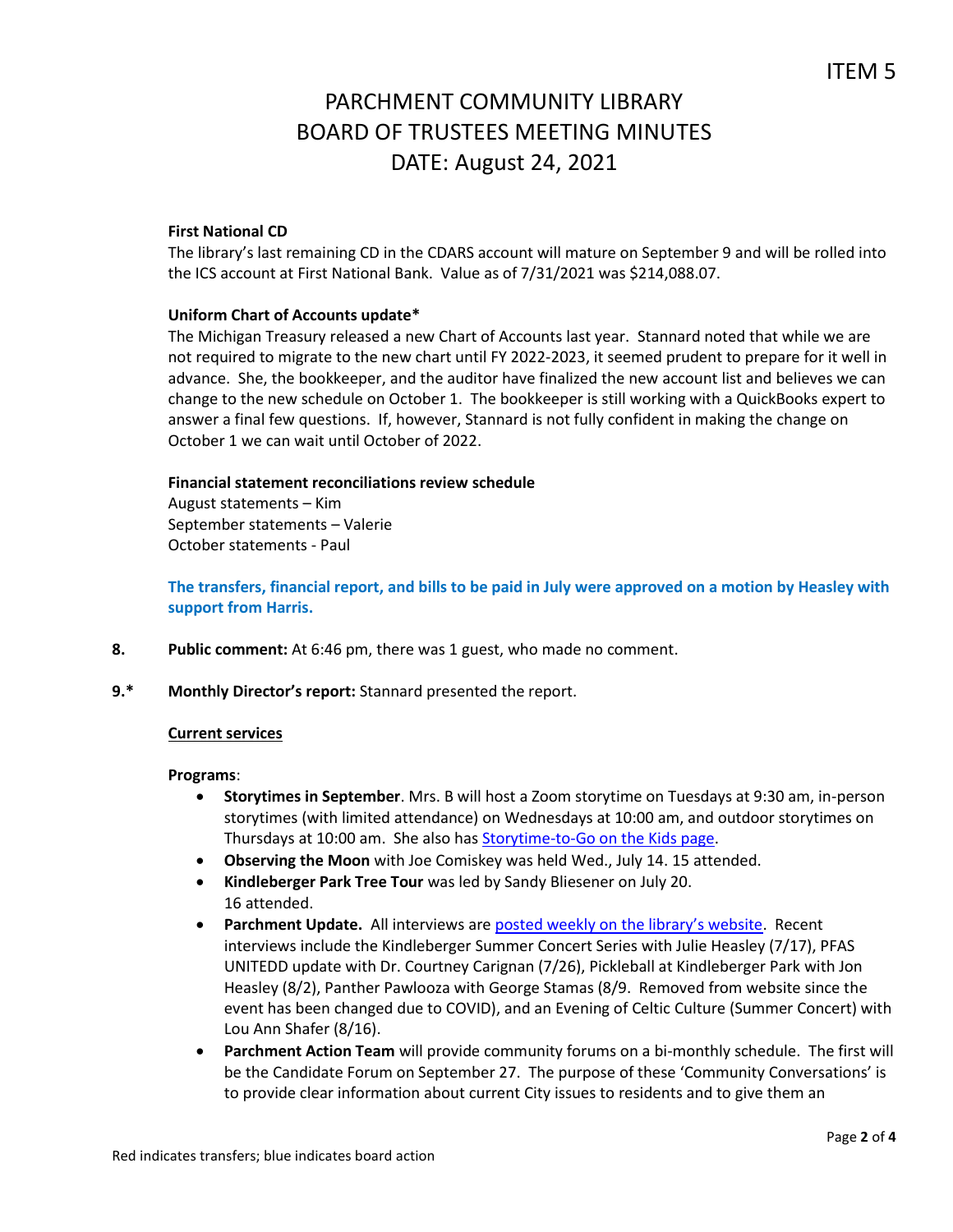ITEM 5

# PARCHMENT COMMUNITY LIBRARY
# BOARD OF TRUSTEES MEETING MINUTES
# DATE: August 24, 2021

**First National CD**

The library's last remaining CD in the CDARS account will mature on September 9 and will be rolled into the ICS account at First National Bank. Value as of 7/31/2021 was $214,088.07.

**Uniform Chart of Accounts update***

The Michigan Treasury released a new Chart of Accounts last year. Stannard noted that while we are not required to migrate to the new chart until FY 2022-2023, it seemed prudent to prepare for it well in advance. She, the bookkeeper, and the auditor have finalized the new account list and believes we can change to the new schedule on October 1. The bookkeeper is still working with a QuickBooks expert to answer a final few questions. If, however, Stannard is not fully confident in making the change on October 1 we can wait until October of 2022.

**Financial statement reconciliations review schedule**

August statements – Kim
September statements – Valerie
October statements - Paul

**The transfers, financial report, and bills to be paid in July were approved on a motion by Heasley with support from Harris.**

**8.** **Public comment:** At 6:46 pm, there was 1 guest, who made no comment.

**9.*** **Monthly Director's report:** Stannard presented the report.

**Current services**

**Programs**:

- **Storytimes in September**. Mrs. B will host a Zoom storytime on Tuesdays at 9:30 am, in-person storytimes (with limited attendance) on Wednesdays at 10:00 am, and outdoor storytimes on Thursdays at 10:00 am. She also has Storytime-to-Go on the Kids page.
- **Observing the Moon** with Joe Comiskey was held Wed., July 14. 15 attended.
- **Kindleberger Park Tree Tour** was led by Sandy Bliesener on July 20. 16 attended.
- **Parchment Update.** All interviews are posted weekly on the library's website. Recent interviews include the Kindleberger Summer Concert Series with Julie Heasley (7/17), PFAS UNITEDD update with Dr. Courtney Carignan (7/26), Pickleball at Kindleberger Park with Jon Heasley (8/2), Panther Pawlooza with George Stamas (8/9. Removed from website since the event has been changed due to COVID), and an Evening of Celtic Culture (Summer Concert) with Lou Ann Shafer (8/16).
- **Parchment Action Team** will provide community forums on a bi-monthly schedule. The first will be the Candidate Forum on September 27. The purpose of these 'Community Conversations' is to provide clear information about current City issues to residents and to give them an

Red indicates transfers; blue indicates board action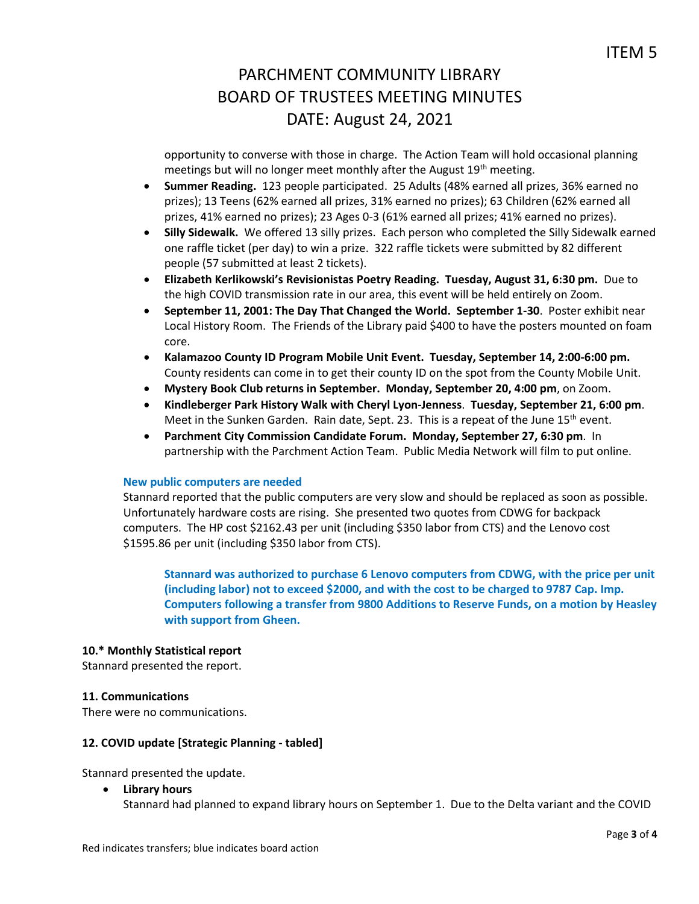opportunity to converse with those in charge. The Action Team will hold occasional planning meetings but will no longer meet monthly after the August 19th meeting.

- **Summer Reading.** 123 people participated. 25 Adults (48% earned all prizes, 36% earned no prizes); 13 Teens (62% earned all prizes, 31% earned no prizes); 63 Children (62% earned all prizes, 41% earned no prizes); 23 Ages 0-3 (61% earned all prizes; 41% earned no prizes).
- **Silly Sidewalk.** We offered 13 silly prizes. Each person who completed the Silly Sidewalk earned one raffle ticket (per day) to win a prize. 322 raffle tickets were submitted by 82 different people (57 submitted at least 2 tickets).
- **Elizabeth Kerlikowski's Revisionistas Poetry Reading. Tuesday, August 31, 6:30 pm.** Due to the high COVID transmission rate in our area, this event will be held entirely on Zoom.
- **September 11, 2001: The Day That Changed the World. September 1-30**. Poster exhibit near Local History Room. The Friends of the Library paid $400 to have the posters mounted on foam core.
- **Kalamazoo County ID Program Mobile Unit Event. Tuesday, September 14, 2:00-6:00 pm.** County residents can come in to get their county ID on the spot from the County Mobile Unit.
- **Mystery Book Club returns in September. Monday, September 20, 4:00 pm**, on Zoom.
- **Kindleberger Park History Walk with Cheryl Lyon-Jenness**. **Tuesday, September 21, 6:00 pm**. Meet in the Sunken Garden. Rain date, Sept. 23. This is a repeat of the June 15th event.
- **Parchment City Commission Candidate Forum. Monday, September 27, 6:30 pm**. In partnership with the Parchment Action Team. Public Media Network will film to put online.

**New public computers are needed**

Stannard reported that the public computers are very slow and should be replaced as soon as possible. Unfortunately hardware costs are rising. She presented two quotes from CDWG for backpack computers. The HP cost $2162.43 per unit (including $350 labor from CTS) and the Lenovo cost $1595.86 per unit (including $350 labor from CTS).

> **Stannard was authorized to purchase 6 Lenovo computers from CDWG, with the price per unit (including labor) not to exceed $2000, and with the cost to be charged to 9787 Cap. Imp. Computers following a transfer from 9800 Additions to Reserve Funds, on a motion by Heasley with support from Gheen.**

**10.* Monthly Statistical report**

Stannard presented the report.

**11. Communications**

There were no communications.

**12. COVID update [Strategic Planning - tabled]**

Stannard presented the update.

- **Library hours**
  Stannard had planned to expand library hours on September 1. Due to the Delta variant and the COVID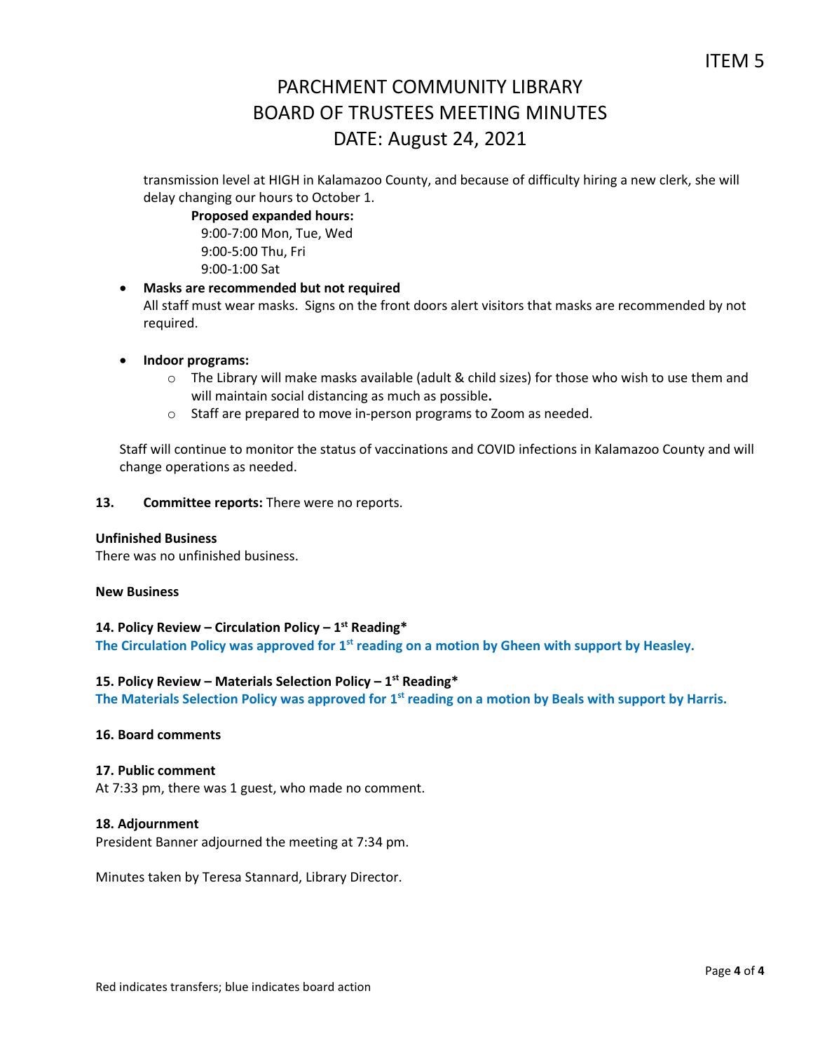ITEM 5

# PARCHMENT COMMUNITY LIBRARY
# BOARD OF TRUSTEES MEETING MINUTES
# DATE: August 24, 2021

transmission level at HIGH in Kalamazoo County, and because of difficulty hiring a new clerk, she will delay changing our hours to October 1.

**Proposed expanded hours:**
9:00-7:00 Mon, Tue, Wed
9:00-5:00 Thu, Fri
9:00-1:00 Sat

- **Masks are recommended but not required**
  All staff must wear masks. Signs on the front doors alert visitors that masks are recommended by not required.

- **Indoor programs:**
  - The Library will make masks available (adult & child sizes) for those who wish to use them and will maintain social distancing as much as possible**.**
  - Staff are prepared to move in-person programs to Zoom as needed.

Staff will continue to monitor the status of vaccinations and COVID infections in Kalamazoo County and will change operations as needed.

**13. Committee reports:** There were no reports.

**Unfinished Business**
There was no unfinished business.

**New Business**

**14. Policy Review – Circulation Policy – 1st Reading***
**The Circulation Policy was approved for 1st reading on a motion by Gheen with support by Heasley.**

**15. Policy Review – Materials Selection Policy – 1st Reading***
**The Materials Selection Policy was approved for 1st reading on a motion by Beals with support by Harris.**

**16. Board comments**

**17. Public comment**
At 7:33 pm, there was 1 guest, who made no comment.

**18. Adjournment**
President Banner adjourned the meeting at 7:34 pm.

Minutes taken by Teresa Stannard, Library Director.

Red indicates transfers; blue indicates board action